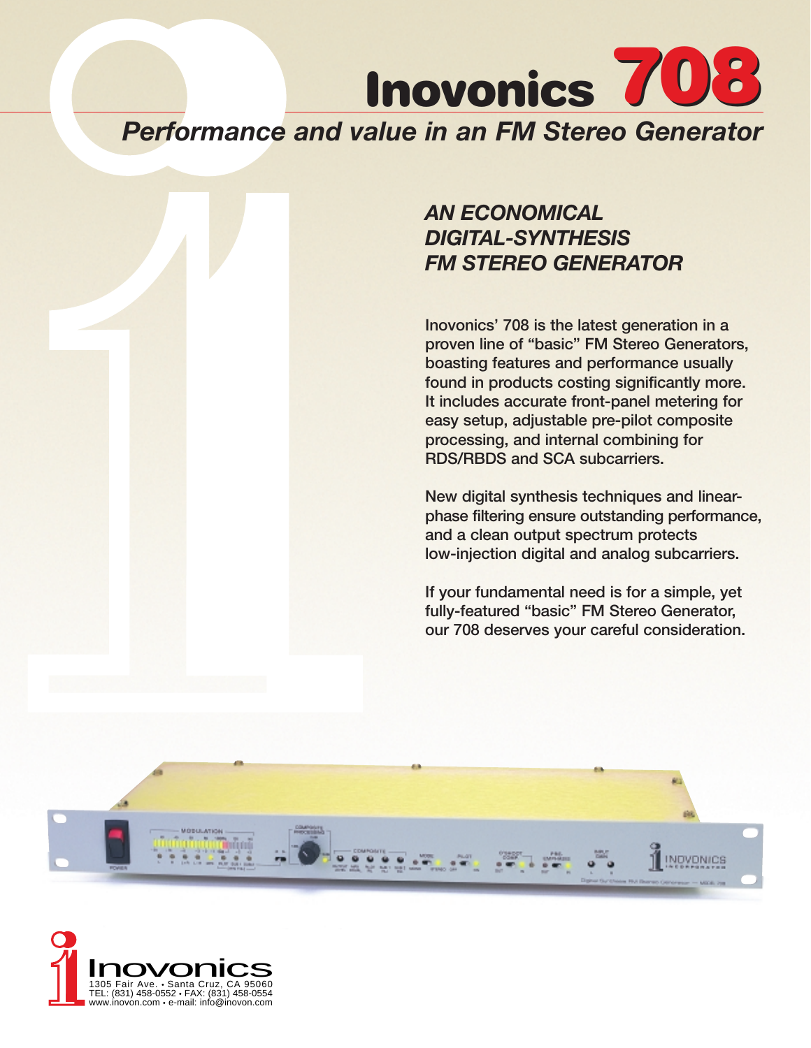# Inovonics 708

*Performance and value in an FM Stereo Generator*

## *AN ECONOMICAL DIGITAL-SYNTHESIS FM STEREO GENERATOR*

Inovonics' 708 is the latest generation in a proven line of "basic" FM Stereo Generators, boasting features and performance usually found in products costing significantly more. It includes accurate front-panel metering for easy setup, adjustable pre-pilot composite processing, and internal combining for RDS/RBDS and SCA subcarriers.

New digital synthesis techniques and linear-phase filtering ensure outstanding performance, and a clean output spectrum protects low-injection digital and analog subcarriers.

If your fundamental need is for a simple, yet fully-featured "basic" FM Stereo Generator, our 708 deserves your careful consideration.

Inovonics
1305 Fair Ave. • Santa Cruz, CA 95060
TEL: (831) 458-0552 • FAX: (831) 458-0554
www.inovon.com • e-mail: info@inovon.com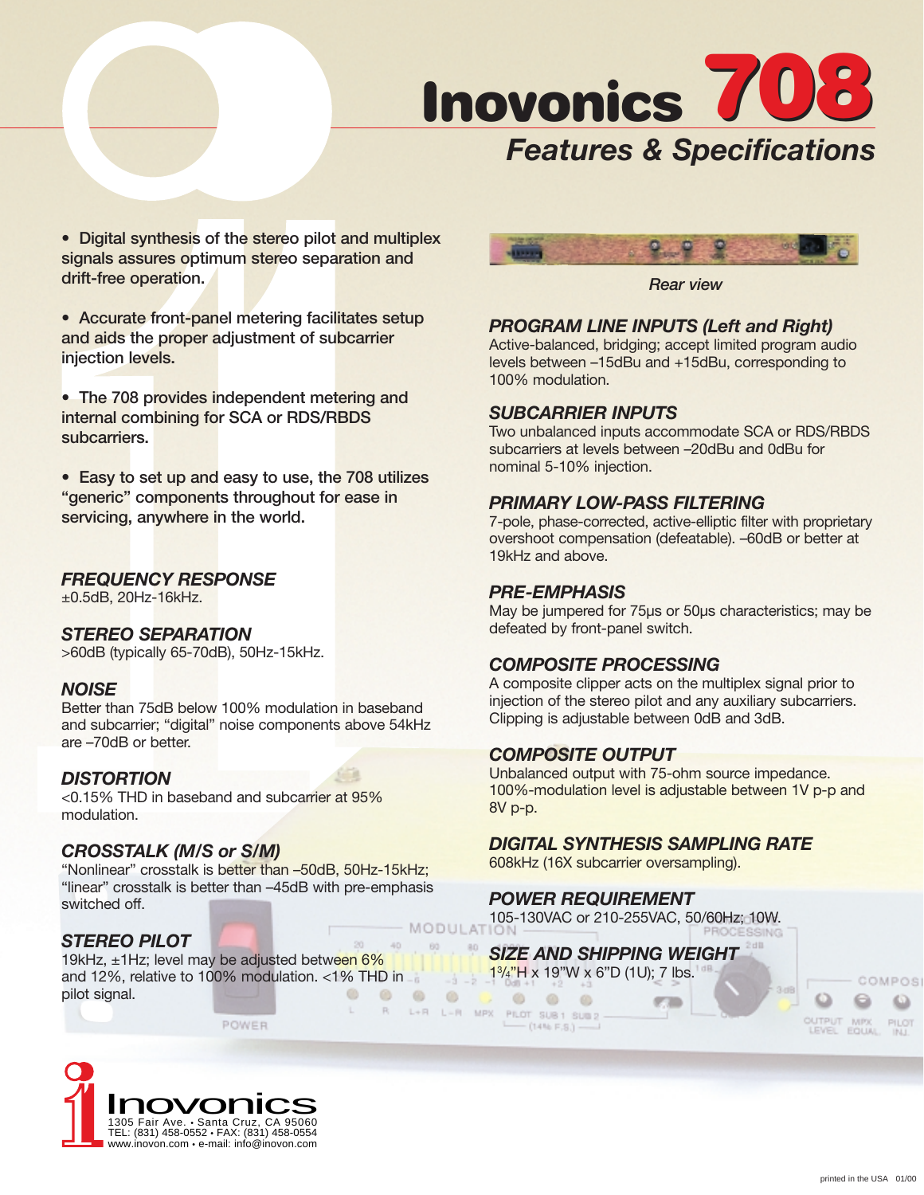# Inovonics 708

## Features & Specifications

- Digital synthesis of the stereo pilot and multiplex signals assures optimum stereo separation and drift-free operation.

- Accurate front-panel metering facilitates setup and aids the proper adjustment of subcarrier injection levels.

- The 708 provides independent metering and internal combining for SCA or RDS/RBDS subcarriers.

- Easy to set up and easy to use, the 708 utilizes "generic" components throughout for ease in servicing, anywhere in the world.

### *FREQUENCY RESPONSE*
±0.5dB, 20Hz-16kHz.

### *STEREO SEPARATION*
>60dB (typically 65-70dB), 50Hz-15kHz.

### *NOISE*
Better than 75dB below 100% modulation in baseband and subcarrier; "digital" noise components above 54kHz are –70dB or better.

### *DISTORTION*
<0.15% THD in baseband and subcarrier at 95% modulation.

### *CROSSTALK (M/S or S/M)*
"Nonlinear" crosstalk is better than –50dB, 50Hz-15kHz; "linear" crosstalk is better than –45dB with pre-emphasis switched off.

### *STEREO PILOT*
19kHz, ±1Hz; level may be adjusted between 6% and 12%, relative to 100% modulation. <1% THD in pilot signal.

*Rear view*

### *PROGRAM LINE INPUTS (Left and Right)*
Active-balanced, bridging; accept limited program audio levels between –15dBu and +15dBu, corresponding to 100% modulation.

### *SUBCARRIER INPUTS*
Two unbalanced inputs accommodate SCA or RDS/RBDS subcarriers at levels between –20dBu and 0dBu for nominal 5-10% injection.

### *PRIMARY LOW-PASS FILTERING*
7-pole, phase-corrected, active-elliptic filter with proprietary overshoot compensation (defeatable). –60dB or better at 19kHz and above.

### *PRE-EMPHASIS*
May be jumpered for 75µs or 50µs characteristics; may be defeated by front-panel switch.

### *COMPOSITE PROCESSING*
A composite clipper acts on the multiplex signal prior to injection of the stereo pilot and any auxiliary subcarriers. Clipping is adjustable between 0dB and 3dB.

### *COMPOSITE OUTPUT*
Unbalanced output with 75-ohm source impedance. 100%-modulation level is adjustable between 1V p-p and 8V p-p.

### *DIGITAL SYNTHESIS SAMPLING RATE*
608kHz (16X subcarrier oversampling).

### *POWER REQUIREMENT*
105-130VAC or 210-255VAC, 50/60Hz; 10W.

### *SIZE AND SHIPPING WEIGHT*
1¾"H x 19"W x 6"D (1U); 7 lbs.

**Inovonics**
1305 Fair Ave. • Santa Cruz, CA 95060
TEL: (831) 458-0552 • FAX: (831) 458-0554
www.inovon.com • e-mail: info@inovon.com

printed in the USA 01/00